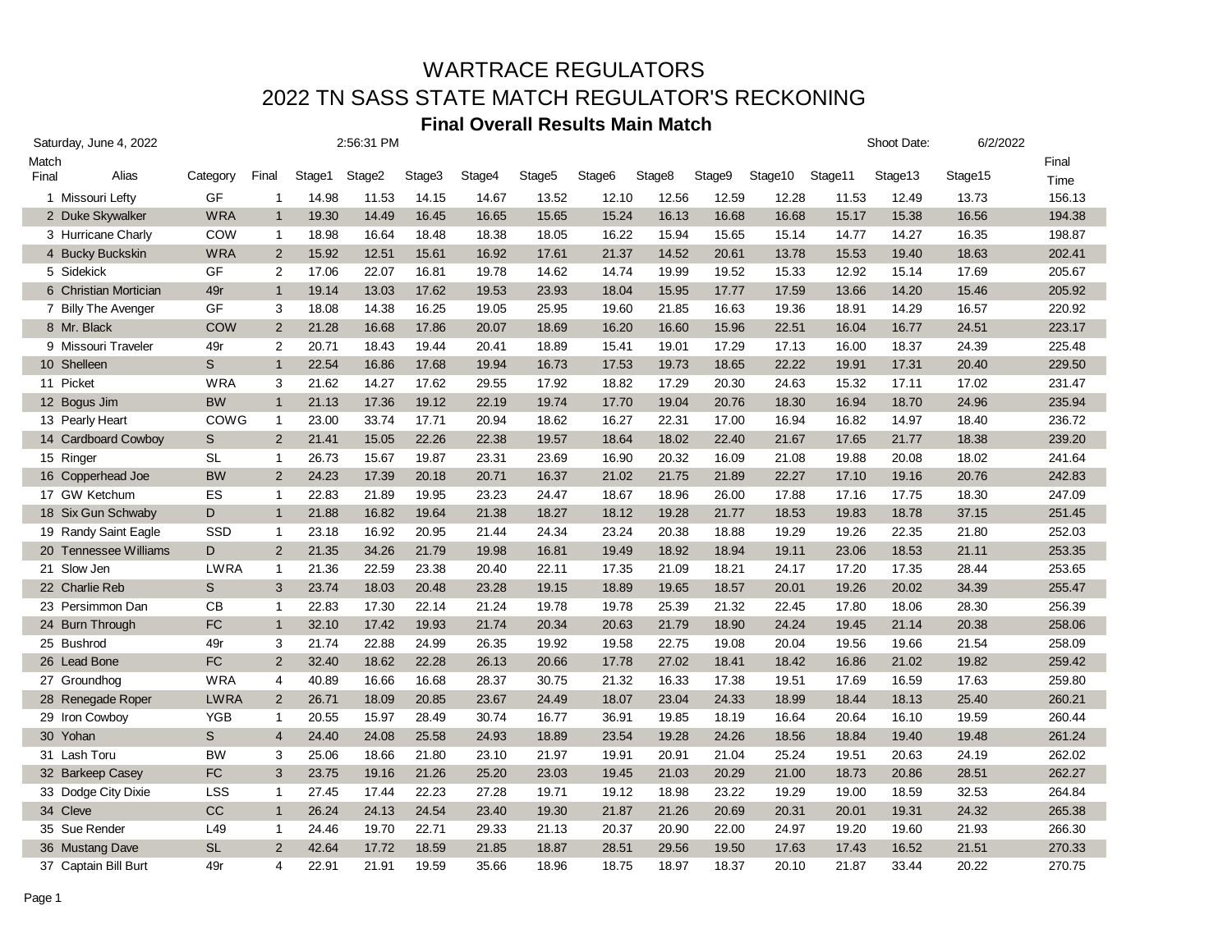# WARTRACE REGULATORS

# 2022 TN SASS STATE MATCH REGULATOR'S RECKONING

### Final Overall Results Main Match

Saturday, June 4, 2022 2:56:31 PM Shoot Date: 6/2/2022

| Match Final | Alias | Category | Final | Stage1 | Stage2 | Stage3 | Stage4 | Stage5 | Stage6 | Stage8 | Stage9 | Stage10 | Stage11 | Stage13 | Stage15 | Final Time |
|---|---|---|---|---|---|---|---|---|---|---|---|---|---|---|---|---|
| 1 | Missouri Lefty | GF | 1 | 14.98 | 11.53 | 14.15 | 14.67 | 13.52 | 12.10 | 12.56 | 12.59 | 12.28 | 11.53 | 12.49 | 13.73 | 156.13 |
| 2 | Duke Skywalker | WRA | 1 | 19.30 | 14.49 | 16.45 | 16.65 | 15.65 | 15.24 | 16.13 | 16.68 | 16.68 | 15.17 | 15.38 | 16.56 | 194.38 |
| 3 | Hurricane Charly | COW | 1 | 18.98 | 16.64 | 18.48 | 18.38 | 18.05 | 16.22 | 15.94 | 15.65 | 15.14 | 14.77 | 14.27 | 16.35 | 198.87 |
| 4 | Bucky Buckskin | WRA | 2 | 15.92 | 12.51 | 15.61 | 16.92 | 17.61 | 21.37 | 14.52 | 20.61 | 13.78 | 15.53 | 19.40 | 18.63 | 202.41 |
| 5 | Sidekick | GF | 2 | 17.06 | 22.07 | 16.81 | 19.78 | 14.62 | 14.74 | 19.99 | 19.52 | 15.33 | 12.92 | 15.14 | 17.69 | 205.67 |
| 6 | Christian Mortician | 49r | 1 | 19.14 | 13.03 | 17.62 | 19.53 | 23.93 | 18.04 | 15.95 | 17.77 | 17.59 | 13.66 | 14.20 | 15.46 | 205.92 |
| 7 | Billy The Avenger | GF | 3 | 18.08 | 14.38 | 16.25 | 19.05 | 25.95 | 19.60 | 21.85 | 16.63 | 19.36 | 18.91 | 14.29 | 16.57 | 220.92 |
| 8 | Mr. Black | COW | 2 | 21.28 | 16.68 | 17.86 | 20.07 | 18.69 | 16.20 | 16.60 | 15.96 | 22.51 | 16.04 | 16.77 | 24.51 | 223.17 |
| 9 | Missouri Traveler | 49r | 2 | 20.71 | 18.43 | 19.44 | 20.41 | 18.89 | 15.41 | 19.01 | 17.29 | 17.13 | 16.00 | 18.37 | 24.39 | 225.48 |
| 10 | Shelleen | S | 1 | 22.54 | 16.86 | 17.68 | 19.94 | 16.73 | 17.53 | 19.73 | 18.65 | 22.22 | 19.91 | 17.31 | 20.40 | 229.50 |
| 11 | Picket | WRA | 3 | 21.62 | 14.27 | 17.62 | 29.55 | 17.92 | 18.82 | 17.29 | 20.30 | 24.63 | 15.32 | 17.11 | 17.02 | 231.47 |
| 12 | Bogus Jim | BW | 1 | 21.13 | 17.36 | 19.12 | 22.19 | 19.74 | 17.70 | 19.04 | 20.76 | 18.30 | 16.94 | 18.70 | 24.96 | 235.94 |
| 13 | Pearly Heart | COWG | 1 | 23.00 | 33.74 | 17.71 | 20.94 | 18.62 | 16.27 | 22.31 | 17.00 | 16.94 | 16.82 | 14.97 | 18.40 | 236.72 |
| 14 | Cardboard Cowboy | S | 2 | 21.41 | 15.05 | 22.26 | 22.38 | 19.57 | 18.64 | 18.02 | 22.40 | 21.67 | 17.65 | 21.77 | 18.38 | 239.20 |
| 15 | Ringer | SL | 1 | 26.73 | 15.67 | 19.87 | 23.31 | 23.69 | 16.90 | 20.32 | 16.09 | 21.08 | 19.88 | 20.08 | 18.02 | 241.64 |
| 16 | Copperhead Joe | BW | 2 | 24.23 | 17.39 | 20.18 | 20.71 | 16.37 | 21.02 | 21.75 | 21.89 | 22.27 | 17.10 | 19.16 | 20.76 | 242.83 |
| 17 | GW Ketchum | ES | 1 | 22.83 | 21.89 | 19.95 | 23.23 | 24.47 | 18.67 | 18.96 | 26.00 | 17.88 | 17.16 | 17.75 | 18.30 | 247.09 |
| 18 | Six Gun Schwaby | D | 1 | 21.88 | 16.82 | 19.64 | 21.38 | 18.27 | 18.12 | 19.28 | 21.77 | 18.53 | 19.83 | 18.78 | 37.15 | 251.45 |
| 19 | Randy Saint Eagle | SSD | 1 | 23.18 | 16.92 | 20.95 | 21.44 | 24.34 | 23.24 | 20.38 | 18.88 | 19.29 | 19.26 | 22.35 | 21.80 | 252.03 |
| 20 | Tennessee Williams | D | 2 | 21.35 | 34.26 | 21.79 | 19.98 | 16.81 | 19.49 | 18.92 | 18.94 | 19.11 | 23.06 | 18.53 | 21.11 | 253.35 |
| 21 | Slow Jen | LWRA | 1 | 21.36 | 22.59 | 23.38 | 20.40 | 22.11 | 17.35 | 21.09 | 18.21 | 24.17 | 17.20 | 17.35 | 28.44 | 253.65 |
| 22 | Charlie Reb | S | 3 | 23.74 | 18.03 | 20.48 | 23.28 | 19.15 | 18.89 | 19.65 | 18.57 | 20.01 | 19.26 | 20.02 | 34.39 | 255.47 |
| 23 | Persimmon Dan | CB | 1 | 22.83 | 17.30 | 22.14 | 21.24 | 19.78 | 19.78 | 25.39 | 21.32 | 22.45 | 17.80 | 18.06 | 28.30 | 256.39 |
| 24 | Burn Through | FC | 1 | 32.10 | 17.42 | 19.93 | 21.74 | 20.34 | 20.63 | 21.79 | 18.90 | 24.24 | 19.45 | 21.14 | 20.38 | 258.06 |
| 25 | Bushrod | 49r | 3 | 21.74 | 22.88 | 24.99 | 26.35 | 19.92 | 19.58 | 22.75 | 19.08 | 20.04 | 19.56 | 19.66 | 21.54 | 258.09 |
| 26 | Lead Bone | FC | 2 | 32.40 | 18.62 | 22.28 | 26.13 | 20.66 | 17.78 | 27.02 | 18.41 | 18.42 | 16.86 | 21.02 | 19.82 | 259.42 |
| 27 | Groundhog | WRA | 4 | 40.89 | 16.66 | 16.68 | 28.37 | 30.75 | 21.32 | 16.33 | 17.38 | 19.51 | 17.69 | 16.59 | 17.63 | 259.80 |
| 28 | Renegade Roper | LWRA | 2 | 26.71 | 18.09 | 20.85 | 23.67 | 24.49 | 18.07 | 23.04 | 24.33 | 18.99 | 18.44 | 18.13 | 25.40 | 260.21 |
| 29 | Iron Cowboy | YGB | 1 | 20.55 | 15.97 | 28.49 | 30.74 | 16.77 | 36.91 | 19.85 | 18.19 | 16.64 | 20.64 | 16.10 | 19.59 | 260.44 |
| 30 | Yohan | S | 4 | 24.40 | 24.08 | 25.58 | 24.93 | 18.89 | 23.54 | 19.28 | 24.26 | 18.56 | 18.84 | 19.40 | 19.48 | 261.24 |
| 31 | Lash Toru | BW | 3 | 25.06 | 18.66 | 21.80 | 23.10 | 21.97 | 19.91 | 20.91 | 21.04 | 25.24 | 19.51 | 20.63 | 24.19 | 262.02 |
| 32 | Barkeep Casey | FC | 3 | 23.75 | 19.16 | 21.26 | 25.20 | 23.03 | 19.45 | 21.03 | 20.29 | 21.00 | 18.73 | 20.86 | 28.51 | 262.27 |
| 33 | Dodge City Dixie | LSS | 1 | 27.45 | 17.44 | 22.23 | 27.28 | 19.71 | 19.12 | 18.98 | 23.22 | 19.29 | 19.00 | 18.59 | 32.53 | 264.84 |
| 34 | Cleve | CC | 1 | 26.24 | 24.13 | 24.54 | 23.40 | 19.30 | 21.87 | 21.26 | 20.69 | 20.31 | 20.01 | 19.31 | 24.32 | 265.38 |
| 35 | Sue Render | L49 | 1 | 24.46 | 19.70 | 22.71 | 29.33 | 21.13 | 20.37 | 20.90 | 22.00 | 24.97 | 19.20 | 19.60 | 21.93 | 266.30 |
| 36 | Mustang Dave | SL | 2 | 42.64 | 17.72 | 18.59 | 21.85 | 18.87 | 28.51 | 29.56 | 19.50 | 17.63 | 17.43 | 16.52 | 21.51 | 270.33 |
| 37 | Captain Bill Burt | 49r | 4 | 22.91 | 21.91 | 19.59 | 35.66 | 18.96 | 18.75 | 18.97 | 18.37 | 20.10 | 21.87 | 33.44 | 20.22 | 270.75 |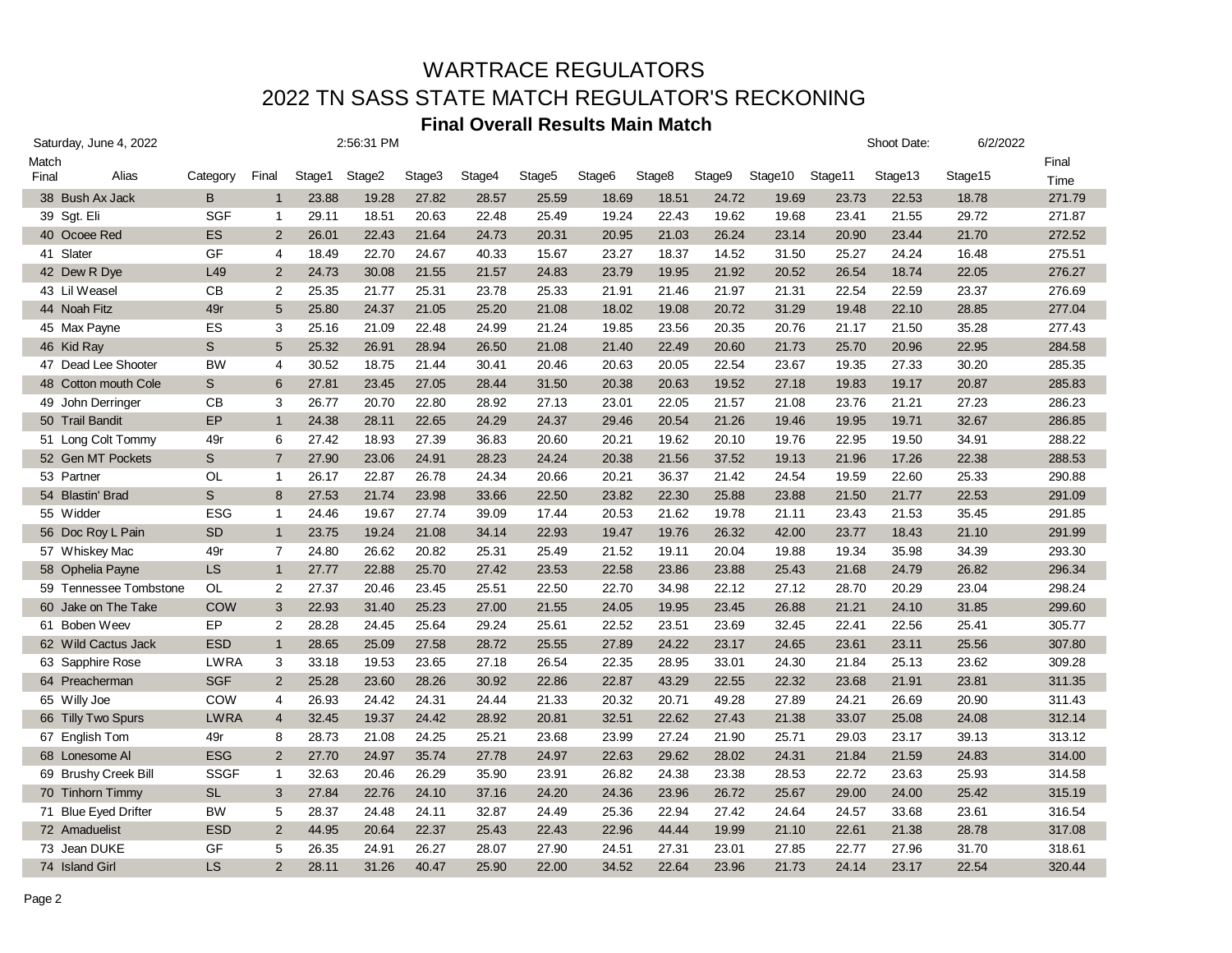# WARTRACE REGULATORS

# 2022 TN SASS STATE MATCH REGULATOR'S RECKONING

### Final Overall Results Main Match

Saturday, June 4, 2022 2:56:31 PM Shoot Date: 6/2/2022

| Match Final | Alias | Category | Final | Stage1 | Stage2 | Stage3 | Stage4 | Stage5 | Stage6 | Stage8 | Stage9 | Stage10 | Stage11 | Stage13 | Stage15 | Final Time |
|---|---|---|---|---|---|---|---|---|---|---|---|---|---|---|---|---|
| 38 | Bush Ax Jack | B | 1 | 23.88 | 19.28 | 27.82 | 28.57 | 25.59 | 18.69 | 18.51 | 24.72 | 19.69 | 23.73 | 22.53 | 18.78 | 271.79 |
| 39 | Sgt. Eli | SGF | 1 | 29.11 | 18.51 | 20.63 | 22.48 | 25.49 | 19.24 | 22.43 | 19.62 | 19.68 | 23.41 | 21.55 | 29.72 | 271.87 |
| 40 | Ocoee Red | ES | 2 | 26.01 | 22.43 | 21.64 | 24.73 | 20.31 | 20.95 | 21.03 | 26.24 | 23.14 | 20.90 | 23.44 | 21.70 | 272.52 |
| 41 | Slater | GF | 4 | 18.49 | 22.70 | 24.67 | 40.33 | 15.67 | 23.27 | 18.37 | 14.52 | 31.50 | 25.27 | 24.24 | 16.48 | 275.51 |
| 42 | Dew R Dye | L49 | 2 | 24.73 | 30.08 | 21.55 | 21.57 | 24.83 | 23.79 | 19.95 | 21.92 | 20.52 | 26.54 | 18.74 | 22.05 | 276.27 |
| 43 | Lil Weasel | CB | 2 | 25.35 | 21.77 | 25.31 | 23.78 | 25.33 | 21.91 | 21.46 | 21.97 | 21.31 | 22.54 | 22.59 | 23.37 | 276.69 |
| 44 | Noah Fitz | 49r | 5 | 25.80 | 24.37 | 21.05 | 25.20 | 21.08 | 18.02 | 19.08 | 20.72 | 31.29 | 19.48 | 22.10 | 28.85 | 277.04 |
| 45 | Max Payne | ES | 3 | 25.16 | 21.09 | 22.48 | 24.99 | 21.24 | 19.85 | 23.56 | 20.35 | 20.76 | 21.17 | 21.50 | 35.28 | 277.43 |
| 46 | Kid Ray | S | 5 | 25.32 | 26.91 | 28.94 | 26.50 | 21.08 | 21.40 | 22.49 | 20.60 | 21.73 | 25.70 | 20.96 | 22.95 | 284.58 |
| 47 | Dead Lee Shooter | BW | 4 | 30.52 | 18.75 | 21.44 | 30.41 | 20.46 | 20.63 | 20.05 | 22.54 | 23.67 | 19.35 | 27.33 | 30.20 | 285.35 |
| 48 | Cotton mouth Cole | S | 6 | 27.81 | 23.45 | 27.05 | 28.44 | 31.50 | 20.38 | 20.63 | 19.52 | 27.18 | 19.83 | 19.17 | 20.87 | 285.83 |
| 49 | John Derringer | CB | 3 | 26.77 | 20.70 | 22.80 | 28.92 | 27.13 | 23.01 | 22.05 | 21.57 | 21.08 | 23.76 | 21.21 | 27.23 | 286.23 |
| 50 | Trail Bandit | EP | 1 | 24.38 | 28.11 | 22.65 | 24.29 | 24.37 | 29.46 | 20.54 | 21.26 | 19.46 | 19.95 | 19.71 | 32.67 | 286.85 |
| 51 | Long Colt Tommy | 49r | 6 | 27.42 | 18.93 | 27.39 | 36.83 | 20.60 | 20.21 | 19.62 | 20.10 | 19.76 | 22.95 | 19.50 | 34.91 | 288.22 |
| 52 | Gen MT Pockets | S | 7 | 27.90 | 23.06 | 24.91 | 28.23 | 24.24 | 20.38 | 21.56 | 37.52 | 19.13 | 21.96 | 17.26 | 22.38 | 288.53 |
| 53 | Partner | OL | 1 | 26.17 | 22.87 | 26.78 | 24.34 | 20.66 | 20.21 | 36.37 | 21.42 | 24.54 | 19.59 | 22.60 | 25.33 | 290.88 |
| 54 | Blastin' Brad | S | 8 | 27.53 | 21.74 | 23.98 | 33.66 | 22.50 | 23.82 | 22.30 | 25.88 | 23.88 | 21.50 | 21.77 | 22.53 | 291.09 |
| 55 | Widder | ESG | 1 | 24.46 | 19.67 | 27.74 | 39.09 | 17.44 | 20.53 | 21.62 | 19.78 | 21.11 | 23.43 | 21.53 | 35.45 | 291.85 |
| 56 | Doc Roy L Pain | SD | 1 | 23.75 | 19.24 | 21.08 | 34.14 | 22.93 | 19.47 | 19.76 | 26.32 | 42.00 | 23.77 | 18.43 | 21.10 | 291.99 |
| 57 | Whiskey Mac | 49r | 7 | 24.80 | 26.62 | 20.82 | 25.31 | 25.49 | 21.52 | 19.11 | 20.04 | 19.88 | 19.34 | 35.98 | 34.39 | 293.30 |
| 58 | Ophelia Payne | LS | 1 | 27.77 | 22.88 | 25.70 | 27.42 | 23.53 | 22.58 | 23.86 | 23.88 | 25.43 | 21.68 | 24.79 | 26.82 | 296.34 |
| 59 | Tennessee Tombstone | OL | 2 | 27.37 | 20.46 | 23.45 | 25.51 | 22.50 | 22.70 | 34.98 | 22.12 | 27.12 | 28.70 | 20.29 | 23.04 | 298.24 |
| 60 | Jake on The Take | COW | 3 | 22.93 | 31.40 | 25.23 | 27.00 | 21.55 | 24.05 | 19.95 | 23.45 | 26.88 | 21.21 | 24.10 | 31.85 | 299.60 |
| 61 | Boben Weev | EP | 2 | 28.28 | 24.45 | 25.64 | 29.24 | 25.61 | 22.52 | 23.51 | 23.69 | 32.45 | 22.41 | 22.56 | 25.41 | 305.77 |
| 62 | Wild Cactus Jack | ESD | 1 | 28.65 | 25.09 | 27.58 | 28.72 | 25.55 | 27.89 | 24.22 | 23.17 | 24.65 | 23.61 | 23.11 | 25.56 | 307.80 |
| 63 | Sapphire Rose | LWRA | 3 | 33.18 | 19.53 | 23.65 | 27.18 | 26.54 | 22.35 | 28.95 | 33.01 | 24.30 | 21.84 | 25.13 | 23.62 | 309.28 |
| 64 | Preacherman | SGF | 2 | 25.28 | 23.60 | 28.26 | 30.92 | 22.86 | 22.87 | 43.29 | 22.55 | 22.32 | 23.68 | 21.91 | 23.81 | 311.35 |
| 65 | Willy Joe | COW | 4 | 26.93 | 24.42 | 24.31 | 24.44 | 21.33 | 20.32 | 20.71 | 49.28 | 27.89 | 24.21 | 26.69 | 20.90 | 311.43 |
| 66 | Tilly Two Spurs | LWRA | 4 | 32.45 | 19.37 | 24.42 | 28.92 | 20.81 | 32.51 | 22.62 | 27.43 | 21.38 | 33.07 | 25.08 | 24.08 | 312.14 |
| 67 | English Tom | 49r | 8 | 28.73 | 21.08 | 24.25 | 25.21 | 23.68 | 23.99 | 27.24 | 21.90 | 25.71 | 29.03 | 23.17 | 39.13 | 313.12 |
| 68 | Lonesome Al | ESG | 2 | 27.70 | 24.97 | 35.74 | 27.78 | 24.97 | 22.63 | 29.62 | 28.02 | 24.31 | 21.84 | 21.59 | 24.83 | 314.00 |
| 69 | Brushy Creek Bill | SSGF | 1 | 32.63 | 20.46 | 26.29 | 35.90 | 23.91 | 26.82 | 24.38 | 23.38 | 28.53 | 22.72 | 23.63 | 25.93 | 314.58 |
| 70 | Tinhorn Timmy | SL | 3 | 27.84 | 22.76 | 24.10 | 37.16 | 24.20 | 24.36 | 23.96 | 26.72 | 25.67 | 29.00 | 24.00 | 25.42 | 315.19 |
| 71 | Blue Eyed Drifter | BW | 5 | 28.37 | 24.48 | 24.11 | 32.87 | 24.49 | 25.36 | 22.94 | 27.42 | 24.64 | 24.57 | 33.68 | 23.61 | 316.54 |
| 72 | Amaduelist | ESD | 2 | 44.95 | 20.64 | 22.37 | 25.43 | 22.43 | 22.96 | 44.44 | 19.99 | 21.10 | 22.61 | 21.38 | 28.78 | 317.08 |
| 73 | Jean DUKE | GF | 5 | 26.35 | 24.91 | 26.27 | 28.07 | 27.90 | 24.51 | 27.31 | 23.01 | 27.85 | 22.77 | 27.96 | 31.70 | 318.61 |
| 74 | Island Girl | LS | 2 | 28.11 | 31.26 | 40.47 | 25.90 | 22.00 | 34.52 | 22.64 | 23.96 | 21.73 | 24.14 | 23.17 | 22.54 | 320.44 |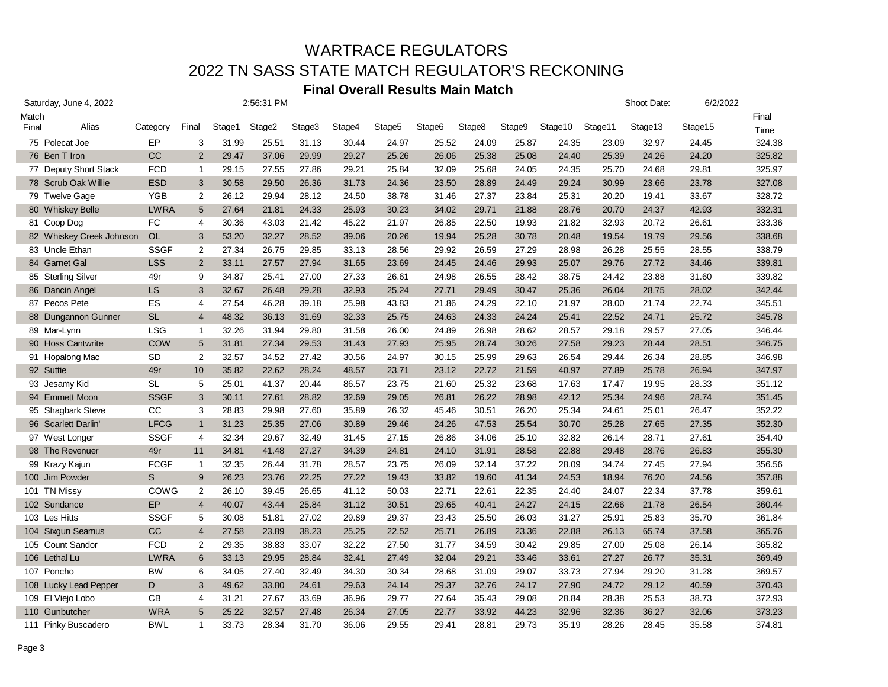# WARTRACE REGULATORS

## 2022 TN SASS STATE MATCH REGULATOR'S RECKONING

### Final Overall Results Main Match

Saturday, June 4, 2022 2:56:31 PM Shoot Date: 6/2/2022

| Match Final | Alias | Category | Final | Stage1 | Stage2 | Stage3 | Stage4 | Stage5 | Stage6 | Stage8 | Stage9 | Stage10 | Stage11 | Stage13 | Stage15 | Final Time |
|---|---|---|---|---|---|---|---|---|---|---|---|---|---|---|---|---|
| 75 | Polecat Joe | EP | 3 | 31.99 | 25.51 | 31.13 | 30.44 | 24.97 | 25.52 | 24.09 | 25.87 | 24.35 | 23.09 | 32.97 | 24.45 | 324.38 |
| 76 | Ben T Iron | CC | 2 | 29.47 | 37.06 | 29.99 | 29.27 | 25.26 | 26.06 | 25.38 | 25.08 | 24.40 | 25.39 | 24.26 | 24.20 | 325.82 |
| 77 | Deputy Short Stack | FCD | 1 | 29.15 | 27.55 | 27.86 | 29.21 | 25.84 | 32.09 | 25.68 | 24.05 | 24.35 | 25.70 | 24.68 | 29.81 | 325.97 |
| 78 | Scrub Oak Willie | ESD | 3 | 30.58 | 29.50 | 26.36 | 31.73 | 24.36 | 23.50 | 28.89 | 24.49 | 29.24 | 30.99 | 23.66 | 23.78 | 327.08 |
| 79 | Twelve Gage | YGB | 2 | 26.12 | 29.94 | 28.12 | 24.50 | 38.78 | 31.46 | 27.37 | 23.84 | 25.31 | 20.20 | 19.41 | 33.67 | 328.72 |
| 80 | Whiskey Belle | LWRA | 5 | 27.64 | 21.81 | 24.33 | 25.93 | 30.23 | 34.02 | 29.71 | 21.88 | 28.76 | 20.70 | 24.37 | 42.93 | 332.31 |
| 81 | Coop Dog | FC | 4 | 30.36 | 43.03 | 21.42 | 45.22 | 21.97 | 26.85 | 22.50 | 19.93 | 21.82 | 32.93 | 20.72 | 26.61 | 333.36 |
| 82 | Whiskey Creek Johnson | OL | 3 | 53.20 | 32.27 | 28.52 | 39.06 | 20.26 | 19.94 | 25.28 | 30.78 | 20.48 | 19.54 | 19.79 | 29.56 | 338.68 |
| 83 | Uncle Ethan | SSGF | 2 | 27.34 | 26.75 | 29.85 | 33.13 | 28.56 | 29.92 | 26.59 | 27.29 | 28.98 | 26.28 | 25.55 | 28.55 | 338.79 |
| 84 | Garnet Gal | LSS | 2 | 33.11 | 27.57 | 27.94 | 31.65 | 23.69 | 24.45 | 24.46 | 29.93 | 25.07 | 29.76 | 27.72 | 34.46 | 339.81 |
| 85 | Sterling Silver | 49r | 9 | 34.87 | 25.41 | 27.00 | 27.33 | 26.61 | 24.98 | 26.55 | 28.42 | 38.75 | 24.42 | 23.88 | 31.60 | 339.82 |
| 86 | Dancin Angel | LS | 3 | 32.67 | 26.48 | 29.28 | 32.93 | 25.24 | 27.71 | 29.49 | 30.47 | 25.36 | 26.04 | 28.75 | 28.02 | 342.44 |
| 87 | Pecos Pete | ES | 4 | 27.54 | 46.28 | 39.18 | 25.98 | 43.83 | 21.86 | 24.29 | 22.10 | 21.97 | 28.00 | 21.74 | 22.74 | 345.51 |
| 88 | Dungannon Gunner | SL | 4 | 48.32 | 36.13 | 31.69 | 32.33 | 25.75 | 24.63 | 24.33 | 24.24 | 25.41 | 22.52 | 24.71 | 25.72 | 345.78 |
| 89 | Mar-Lynn | LSG | 1 | 32.26 | 31.94 | 29.80 | 31.58 | 26.00 | 24.89 | 26.98 | 28.62 | 28.57 | 29.18 | 29.57 | 27.05 | 346.44 |
| 90 | Hoss Cantwrite | COW | 5 | 31.81 | 27.34 | 29.53 | 31.43 | 27.93 | 25.95 | 28.74 | 30.26 | 27.58 | 29.23 | 28.44 | 28.51 | 346.75 |
| 91 | Hopalong Mac | SD | 2 | 32.57 | 34.52 | 27.42 | 30.56 | 24.97 | 30.15 | 25.99 | 29.63 | 26.54 | 29.44 | 26.34 | 28.85 | 346.98 |
| 92 | Suttie | 49r | 10 | 35.82 | 22.62 | 28.24 | 48.57 | 23.71 | 23.12 | 22.72 | 21.59 | 40.97 | 27.89 | 25.78 | 26.94 | 347.97 |
| 93 | Jesamy Kid | SL | 5 | 25.01 | 41.37 | 20.44 | 86.57 | 23.75 | 21.60 | 25.32 | 23.68 | 17.63 | 17.47 | 19.95 | 28.33 | 351.12 |
| 94 | Emmett Moon | SSGF | 3 | 30.11 | 27.61 | 28.82 | 32.69 | 29.05 | 26.81 | 26.22 | 28.98 | 42.12 | 25.34 | 24.96 | 28.74 | 351.45 |
| 95 | Shagbark Steve | CC | 3 | 28.83 | 29.98 | 27.60 | 35.89 | 26.32 | 45.46 | 30.51 | 26.20 | 25.34 | 24.61 | 25.01 | 26.47 | 352.22 |
| 96 | Scarlett Darlin' | LFCG | 1 | 31.23 | 25.35 | 27.06 | 30.89 | 29.46 | 24.26 | 47.53 | 25.54 | 30.70 | 25.28 | 27.65 | 27.35 | 352.30 |
| 97 | West Longer | SSGF | 4 | 32.34 | 29.67 | 32.49 | 31.45 | 27.15 | 26.86 | 34.06 | 25.10 | 32.82 | 26.14 | 28.71 | 27.61 | 354.40 |
| 98 | The Revenuer | 49r | 11 | 34.81 | 41.48 | 27.27 | 34.39 | 24.81 | 24.10 | 31.91 | 28.58 | 22.88 | 29.48 | 28.76 | 26.83 | 355.30 |
| 99 | Krazy Kajun | FCGF | 1 | 32.35 | 26.44 | 31.78 | 28.57 | 23.75 | 26.09 | 32.14 | 37.22 | 28.09 | 34.74 | 27.45 | 27.94 | 356.56 |
| 100 | Jim Powder | S | 9 | 26.23 | 23.76 | 22.25 | 27.22 | 19.43 | 33.82 | 19.60 | 41.34 | 24.53 | 18.94 | 76.20 | 24.56 | 357.88 |
| 101 | TN Missy | COWG | 2 | 26.10 | 39.45 | 26.65 | 41.12 | 50.03 | 22.71 | 22.61 | 22.35 | 24.40 | 24.07 | 22.34 | 37.78 | 359.61 |
| 102 | Sundance | EP | 4 | 40.07 | 43.44 | 25.84 | 31.12 | 30.51 | 29.65 | 40.41 | 24.27 | 24.15 | 22.66 | 21.78 | 26.54 | 360.44 |
| 103 | Les Hitts | SSGF | 5 | 30.08 | 51.81 | 27.02 | 29.89 | 29.37 | 23.43 | 25.50 | 26.03 | 31.27 | 25.91 | 25.83 | 35.70 | 361.84 |
| 104 | Sixgun Seamus | CC | 4 | 27.58 | 23.89 | 38.23 | 25.25 | 22.52 | 25.71 | 26.89 | 23.36 | 22.88 | 26.13 | 65.74 | 37.58 | 365.76 |
| 105 | Count Sandor | FCD | 2 | 29.35 | 38.83 | 33.07 | 32.22 | 27.50 | 31.77 | 34.59 | 30.42 | 29.85 | 27.00 | 25.08 | 26.14 | 365.82 |
| 106 | Lethal Lu | LWRA | 6 | 33.13 | 29.95 | 28.84 | 32.41 | 27.49 | 32.04 | 29.21 | 33.46 | 33.61 | 27.27 | 26.77 | 35.31 | 369.49 |
| 107 | Poncho | BW | 6 | 34.05 | 27.40 | 32.49 | 34.30 | 30.34 | 28.68 | 31.09 | 29.07 | 33.73 | 27.94 | 29.20 | 31.28 | 369.57 |
| 108 | Lucky Lead Pepper | D | 3 | 49.62 | 33.80 | 24.61 | 29.63 | 24.14 | 29.37 | 32.76 | 24.17 | 27.90 | 24.72 | 29.12 | 40.59 | 370.43 |
| 109 | El Viejo Lobo | CB | 4 | 31.21 | 27.67 | 33.69 | 36.96 | 29.77 | 27.64 | 35.43 | 29.08 | 28.84 | 28.38 | 25.53 | 38.73 | 372.93 |
| 110 | Gunbutcher | WRA | 5 | 25.22 | 32.57 | 27.48 | 26.34 | 27.05 | 22.77 | 33.92 | 44.23 | 32.96 | 32.36 | 36.27 | 32.06 | 373.23 |
| 111 | Pinky Buscadero | BWL | 1 | 33.73 | 28.34 | 31.70 | 36.06 | 29.55 | 29.41 | 28.81 | 29.73 | 35.19 | 28.26 | 28.45 | 35.58 | 374.81 |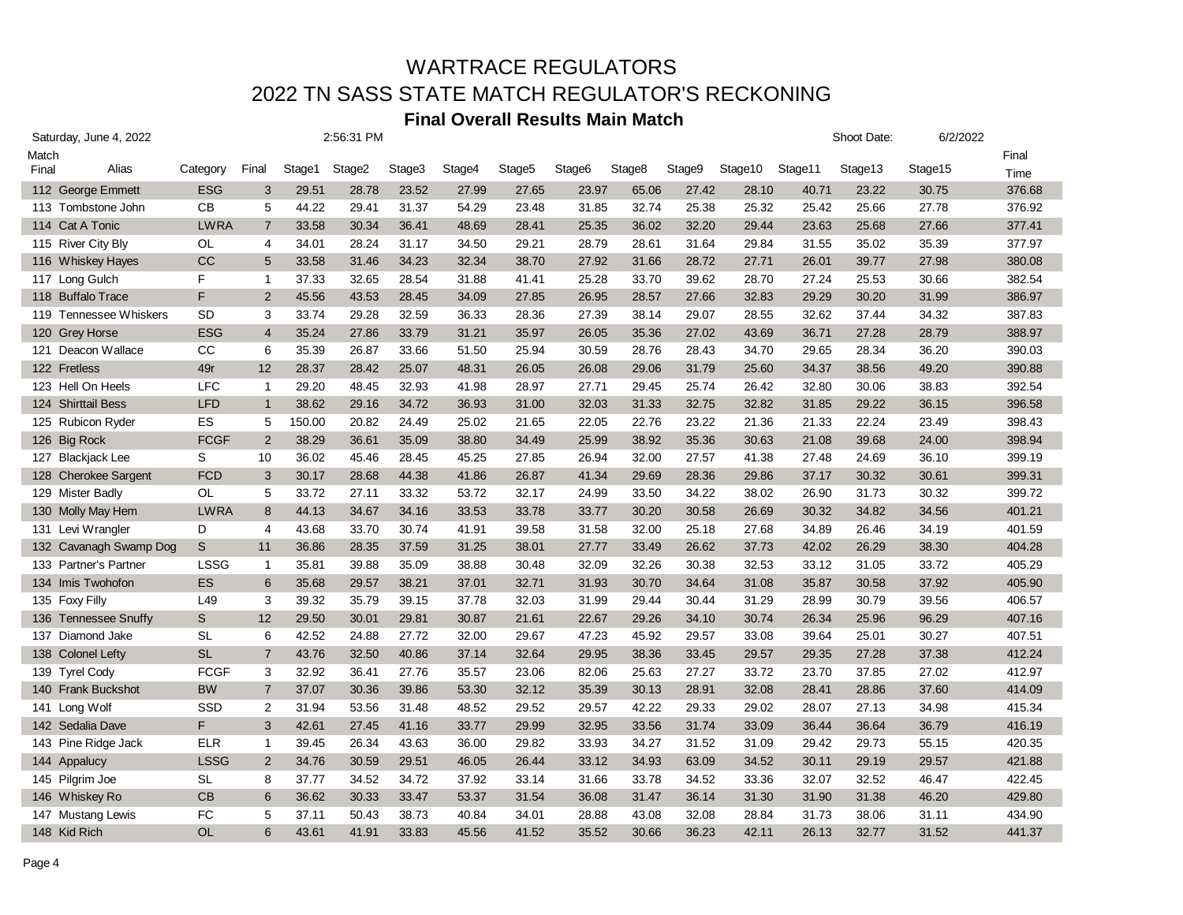# WARTRACE REGULATORS

# 2022 TN SASS STATE MATCH REGULATOR'S RECKONING

### Final Overall Results Main Match

Saturday, June 4, 2022 2:56:31 PM Shoot Date: 6/2/2022

| Match Final | Alias | Category | Final | Stage1 | Stage2 | Stage3 | Stage4 | Stage5 | Stage6 | Stage8 | Stage9 | Stage10 | Stage11 | Stage13 | Stage15 | Final Time |
|---|---|---|---|---|---|---|---|---|---|---|---|---|---|---|---|---|
| 112 | George Emmett | ESG | 3 | 29.51 | 28.78 | 23.52 | 27.99 | 27.65 | 23.97 | 65.06 | 27.42 | 28.10 | 40.71 | 23.22 | 30.75 | 376.68 |
| 113 | Tombstone John | CB | 5 | 44.22 | 29.41 | 31.37 | 54.29 | 23.48 | 31.85 | 32.74 | 25.38 | 25.32 | 25.42 | 25.66 | 27.78 | 376.92 |
| 114 | Cat A Tonic | LWRA | 7 | 33.58 | 30.34 | 36.41 | 48.69 | 28.41 | 25.35 | 36.02 | 32.20 | 29.44 | 23.63 | 25.68 | 27.66 | 377.41 |
| 115 | River City Bly | OL | 4 | 34.01 | 28.24 | 31.17 | 34.50 | 29.21 | 28.79 | 28.61 | 31.64 | 29.84 | 31.55 | 35.02 | 35.39 | 377.97 |
| 116 | Whiskey Hayes | CC | 5 | 33.58 | 31.46 | 34.23 | 32.34 | 38.70 | 27.92 | 31.66 | 28.72 | 27.71 | 26.01 | 39.77 | 27.98 | 380.08 |
| 117 | Long Gulch | F | 1 | 37.33 | 32.65 | 28.54 | 31.88 | 41.41 | 25.28 | 33.70 | 39.62 | 28.70 | 27.24 | 25.53 | 30.66 | 382.54 |
| 118 | Buffalo Trace | F | 2 | 45.56 | 43.53 | 28.45 | 34.09 | 27.85 | 26.95 | 28.57 | 27.66 | 32.83 | 29.29 | 30.20 | 31.99 | 386.97 |
| 119 | Tennessee Whiskers | SD | 3 | 33.74 | 29.28 | 32.59 | 36.33 | 28.36 | 27.39 | 38.14 | 29.07 | 28.55 | 32.62 | 37.44 | 34.32 | 387.83 |
| 120 | Grey Horse | ESG | 4 | 35.24 | 27.86 | 33.79 | 31.21 | 35.97 | 26.05 | 35.36 | 27.02 | 43.69 | 36.71 | 27.28 | 28.79 | 388.97 |
| 121 | Deacon Wallace | CC | 6 | 35.39 | 26.87 | 33.66 | 51.50 | 25.94 | 30.59 | 28.76 | 28.43 | 34.70 | 29.65 | 28.34 | 36.20 | 390.03 |
| 122 | Fretless | 49r | 12 | 28.37 | 28.42 | 25.07 | 48.31 | 26.05 | 26.08 | 29.06 | 31.79 | 25.60 | 34.37 | 38.56 | 49.20 | 390.88 |
| 123 | Hell On Heels | LFC | 1 | 29.20 | 48.45 | 32.93 | 41.98 | 28.97 | 27.71 | 29.45 | 25.74 | 26.42 | 32.80 | 30.06 | 38.83 | 392.54 |
| 124 | Shirttail Bess | LFD | 1 | 38.62 | 29.16 | 34.72 | 36.93 | 31.00 | 32.03 | 31.33 | 32.75 | 32.82 | 31.85 | 29.22 | 36.15 | 396.58 |
| 125 | Rubicon Ryder | ES | 5 | 150.00 | 20.82 | 24.49 | 25.02 | 21.65 | 22.05 | 22.76 | 23.22 | 21.36 | 21.33 | 22.24 | 23.49 | 398.43 |
| 126 | Big Rock | FCGF | 2 | 38.29 | 36.61 | 35.09 | 38.80 | 34.49 | 25.99 | 38.92 | 35.36 | 30.63 | 21.08 | 39.68 | 24.00 | 398.94 |
| 127 | Blackjack Lee | S | 10 | 36.02 | 45.46 | 28.45 | 45.25 | 27.85 | 26.94 | 32.00 | 27.57 | 41.38 | 27.48 | 24.69 | 36.10 | 399.19 |
| 128 | Cherokee Sargent | FCD | 3 | 30.17 | 28.68 | 44.38 | 41.86 | 26.87 | 41.34 | 29.69 | 28.36 | 29.86 | 37.17 | 30.32 | 30.61 | 399.31 |
| 129 | Mister Badly | OL | 5 | 33.72 | 27.11 | 33.32 | 53.72 | 32.17 | 24.99 | 33.50 | 34.22 | 38.02 | 26.90 | 31.73 | 30.32 | 399.72 |
| 130 | Molly May Hem | LWRA | 8 | 44.13 | 34.67 | 34.16 | 33.53 | 33.78 | 33.77 | 30.20 | 30.58 | 26.69 | 30.32 | 34.82 | 34.56 | 401.21 |
| 131 | Levi Wrangler | D | 4 | 43.68 | 33.70 | 30.74 | 41.91 | 39.58 | 31.58 | 32.00 | 25.18 | 27.68 | 34.89 | 26.46 | 34.19 | 401.59 |
| 132 | Cavanagh Swamp Dog | S | 11 | 36.86 | 28.35 | 37.59 | 31.25 | 38.01 | 27.77 | 33.49 | 26.62 | 37.73 | 42.02 | 26.29 | 38.30 | 404.28 |
| 133 | Partner's Partner | LSSG | 1 | 35.81 | 39.88 | 35.09 | 38.88 | 30.48 | 32.09 | 32.26 | 30.38 | 32.53 | 33.12 | 31.05 | 33.72 | 405.29 |
| 134 | Imis Twohofon | ES | 6 | 35.68 | 29.57 | 38.21 | 37.01 | 32.71 | 31.93 | 30.70 | 34.64 | 31.08 | 35.87 | 30.58 | 37.92 | 405.90 |
| 135 | Foxy Filly | L49 | 3 | 39.32 | 35.79 | 39.15 | 37.78 | 32.03 | 31.99 | 29.44 | 30.44 | 31.29 | 28.99 | 30.79 | 39.56 | 406.57 |
| 136 | Tennessee Snuffy | S | 12 | 29.50 | 30.01 | 29.81 | 30.87 | 21.61 | 22.67 | 29.26 | 34.10 | 30.74 | 26.34 | 25.96 | 96.29 | 407.16 |
| 137 | Diamond Jake | SL | 6 | 42.52 | 24.88 | 27.72 | 32.00 | 29.67 | 47.23 | 45.92 | 29.57 | 33.08 | 39.64 | 25.01 | 30.27 | 407.51 |
| 138 | Colonel Lefty | SL | 7 | 43.76 | 32.50 | 40.86 | 37.14 | 32.64 | 29.95 | 38.36 | 33.45 | 29.57 | 29.35 | 27.28 | 37.38 | 412.24 |
| 139 | Tyrel Cody | FCGF | 3 | 32.92 | 36.41 | 27.76 | 35.57 | 23.06 | 82.06 | 25.63 | 27.27 | 33.72 | 23.70 | 37.85 | 27.02 | 412.97 |
| 140 | Frank Buckshot | BW | 7 | 37.07 | 30.36 | 39.86 | 53.30 | 32.12 | 35.39 | 30.13 | 28.91 | 32.08 | 28.41 | 28.86 | 37.60 | 414.09 |
| 141 | Long Wolf | SSD | 2 | 31.94 | 53.56 | 31.48 | 48.52 | 29.52 | 29.57 | 42.22 | 29.33 | 29.02 | 28.07 | 27.13 | 34.98 | 415.34 |
| 142 | Sedalia Dave | F | 3 | 42.61 | 27.45 | 41.16 | 33.77 | 29.99 | 32.95 | 33.56 | 31.74 | 33.09 | 36.44 | 36.64 | 36.79 | 416.19 |
| 143 | Pine Ridge Jack | ELR | 1 | 39.45 | 26.34 | 43.63 | 36.00 | 29.82 | 33.93 | 34.27 | 31.52 | 31.09 | 29.42 | 29.73 | 55.15 | 420.35 |
| 144 | Appalucy | LSSG | 2 | 34.76 | 30.59 | 29.51 | 46.05 | 26.44 | 33.12 | 34.93 | 63.09 | 34.52 | 30.11 | 29.19 | 29.57 | 421.88 |
| 145 | Pilgrim Joe | SL | 8 | 37.77 | 34.52 | 34.72 | 37.92 | 33.14 | 31.66 | 33.78 | 34.52 | 33.36 | 32.07 | 32.52 | 46.47 | 422.45 |
| 146 | Whiskey Ro | CB | 6 | 36.62 | 30.33 | 33.47 | 53.37 | 31.54 | 36.08 | 31.47 | 36.14 | 31.30 | 31.90 | 31.38 | 46.20 | 429.80 |
| 147 | Mustang Lewis | FC | 5 | 37.11 | 50.43 | 38.73 | 40.84 | 34.01 | 28.88 | 43.08 | 32.08 | 28.84 | 31.73 | 38.06 | 31.11 | 434.90 |
| 148 | Kid Rich | OL | 6 | 43.61 | 41.91 | 33.83 | 45.56 | 41.52 | 35.52 | 30.66 | 36.23 | 42.11 | 26.13 | 32.77 | 31.52 | 441.37 |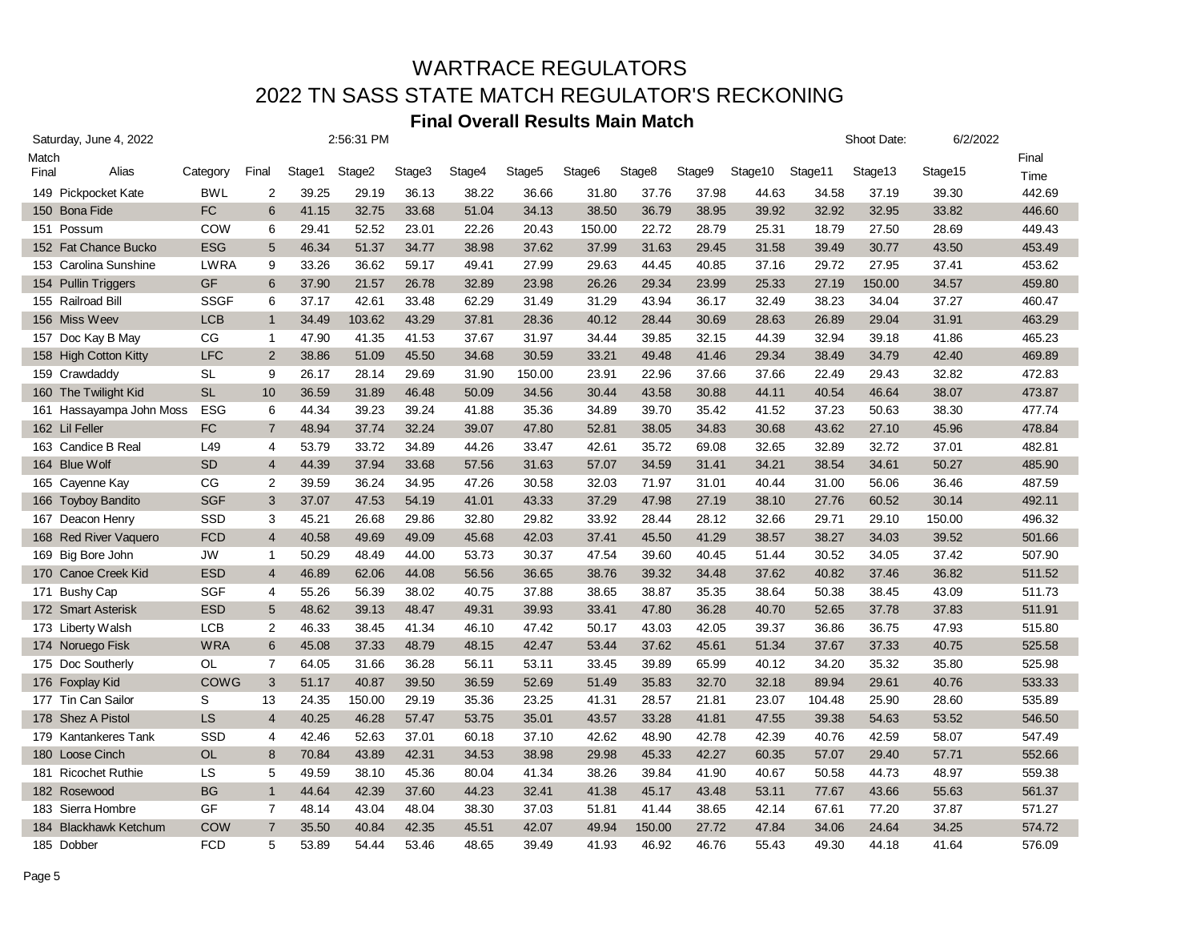# WARTRACE REGULATORS

# 2022 TN SASS STATE MATCH REGULATOR'S RECKONING

### Final Overall Results Main Match

Saturday, June 4, 2022 2:56:31 PM Shoot Date: 6/2/2022

| Match Final | Alias | Category | Final | Stage1 | Stage2 | Stage3 | Stage4 | Stage5 | Stage6 | Stage8 | Stage9 | Stage10 | Stage11 | Stage13 | Stage15 | Final Time |
|---|---|---|---|---|---|---|---|---|---|---|---|---|---|---|---|---|
| 149 | Pickpocket Kate | BWL | 2 | 39.25 | 29.19 | 36.13 | 38.22 | 36.66 | 31.80 | 37.76 | 37.98 | 44.63 | 34.58 | 37.19 | 39.30 | 442.69 |
| 150 | Bona Fide | FC | 6 | 41.15 | 32.75 | 33.68 | 51.04 | 34.13 | 38.50 | 36.79 | 38.95 | 39.92 | 32.92 | 32.95 | 33.82 | 446.60 |
| 151 | Possum | COW | 6 | 29.41 | 52.52 | 23.01 | 22.26 | 20.43 | 150.00 | 22.72 | 28.79 | 25.31 | 18.79 | 27.50 | 28.69 | 449.43 |
| 152 | Fat Chance Bucko | ESG | 5 | 46.34 | 51.37 | 34.77 | 38.98 | 37.62 | 37.99 | 31.63 | 29.45 | 31.58 | 39.49 | 30.77 | 43.50 | 453.49 |
| 153 | Carolina Sunshine | LWRA | 9 | 33.26 | 36.62 | 59.17 | 49.41 | 27.99 | 29.63 | 44.45 | 40.85 | 37.16 | 29.72 | 27.95 | 37.41 | 453.62 |
| 154 | Pullin Triggers | GF | 6 | 37.90 | 21.57 | 26.78 | 32.89 | 23.98 | 26.26 | 29.34 | 23.99 | 25.33 | 27.19 | 150.00 | 34.57 | 459.80 |
| 155 | Railroad Bill | SSGF | 6 | 37.17 | 42.61 | 33.48 | 62.29 | 31.49 | 31.29 | 43.94 | 36.17 | 32.49 | 38.23 | 34.04 | 37.27 | 460.47 |
| 156 | Miss Weev | LCB | 1 | 34.49 | 103.62 | 43.29 | 37.81 | 28.36 | 40.12 | 28.44 | 30.69 | 28.63 | 26.89 | 29.04 | 31.91 | 463.29 |
| 157 | Doc Kay B May | CG | 1 | 47.90 | 41.35 | 41.53 | 37.67 | 31.97 | 34.44 | 39.85 | 32.15 | 44.39 | 32.94 | 39.18 | 41.86 | 465.23 |
| 158 | High Cotton Kitty | LFC | 2 | 38.86 | 51.09 | 45.50 | 34.68 | 30.59 | 33.21 | 49.48 | 41.46 | 29.34 | 38.49 | 34.79 | 42.40 | 469.89 |
| 159 | Crawdaddy | SL | 9 | 26.17 | 28.14 | 29.69 | 31.90 | 150.00 | 23.91 | 22.96 | 37.66 | 37.66 | 22.49 | 29.43 | 32.82 | 472.83 |
| 160 | The Twilight Kid | SL | 10 | 36.59 | 31.89 | 46.48 | 50.09 | 34.56 | 30.44 | 43.58 | 30.88 | 44.11 | 40.54 | 46.64 | 38.07 | 473.87 |
| 161 | Hassayampa John Moss | ESG | 6 | 44.34 | 39.23 | 39.24 | 41.88 | 35.36 | 34.89 | 39.70 | 35.42 | 41.52 | 37.23 | 50.63 | 38.30 | 477.74 |
| 162 | Lil Feller | FC | 7 | 48.94 | 37.74 | 32.24 | 39.07 | 47.80 | 52.81 | 38.05 | 34.83 | 30.68 | 43.62 | 27.10 | 45.96 | 478.84 |
| 163 | Candice B Real | L49 | 4 | 53.79 | 33.72 | 34.89 | 44.26 | 33.47 | 42.61 | 35.72 | 69.08 | 32.65 | 32.89 | 32.72 | 37.01 | 482.81 |
| 164 | Blue Wolf | SD | 4 | 44.39 | 37.94 | 33.68 | 57.56 | 31.63 | 57.07 | 34.59 | 31.41 | 34.21 | 38.54 | 34.61 | 50.27 | 485.90 |
| 165 | Cayenne Kay | CG | 2 | 39.59 | 36.24 | 34.95 | 47.26 | 30.58 | 32.03 | 71.97 | 31.01 | 40.44 | 31.00 | 56.06 | 36.46 | 487.59 |
| 166 | Toyboy Bandito | SGF | 3 | 37.07 | 47.53 | 54.19 | 41.01 | 43.33 | 37.29 | 47.98 | 27.19 | 38.10 | 27.76 | 60.52 | 30.14 | 492.11 |
| 167 | Deacon Henry | SSD | 3 | 45.21 | 26.68 | 29.86 | 32.80 | 29.82 | 33.92 | 28.44 | 28.12 | 32.66 | 29.71 | 29.10 | 150.00 | 496.32 |
| 168 | Red River Vaquero | FCD | 4 | 40.58 | 49.69 | 49.09 | 45.68 | 42.03 | 37.41 | 45.50 | 41.29 | 38.57 | 38.27 | 34.03 | 39.52 | 501.66 |
| 169 | Big Bore John | JW | 1 | 50.29 | 48.49 | 44.00 | 53.73 | 30.37 | 47.54 | 39.60 | 40.45 | 51.44 | 30.52 | 34.05 | 37.42 | 507.90 |
| 170 | Canoe Creek Kid | ESD | 4 | 46.89 | 62.06 | 44.08 | 56.56 | 36.65 | 38.76 | 39.32 | 34.48 | 37.62 | 40.82 | 37.46 | 36.82 | 511.52 |
| 171 | Bushy Cap | SGF | 4 | 55.26 | 56.39 | 38.02 | 40.75 | 37.88 | 38.65 | 38.87 | 35.35 | 38.64 | 50.38 | 38.45 | 43.09 | 511.73 |
| 172 | Smart Asterisk | ESD | 5 | 48.62 | 39.13 | 48.47 | 49.31 | 39.93 | 33.41 | 47.80 | 36.28 | 40.70 | 52.65 | 37.78 | 37.83 | 511.91 |
| 173 | Liberty Walsh | LCB | 2 | 46.33 | 38.45 | 41.34 | 46.10 | 47.42 | 50.17 | 43.03 | 42.05 | 39.37 | 36.86 | 36.75 | 47.93 | 515.80 |
| 174 | Noruego Fisk | WRA | 6 | 45.08 | 37.33 | 48.79 | 48.15 | 42.47 | 53.44 | 37.62 | 45.61 | 51.34 | 37.67 | 37.33 | 40.75 | 525.58 |
| 175 | Doc Southerly | OL | 7 | 64.05 | 31.66 | 36.28 | 56.11 | 53.11 | 33.45 | 39.89 | 65.99 | 40.12 | 34.20 | 35.32 | 35.80 | 525.98 |
| 176 | Foxplay Kid | COWG | 3 | 51.17 | 40.87 | 39.50 | 36.59 | 52.69 | 51.49 | 35.83 | 32.70 | 32.18 | 89.94 | 29.61 | 40.76 | 533.33 |
| 177 | Tin Can Sailor | S | 13 | 24.35 | 150.00 | 29.19 | 35.36 | 23.25 | 41.31 | 28.57 | 21.81 | 23.07 | 104.48 | 25.90 | 28.60 | 535.89 |
| 178 | Shez A Pistol | LS | 4 | 40.25 | 46.28 | 57.47 | 53.75 | 35.01 | 43.57 | 33.28 | 41.81 | 47.55 | 39.38 | 54.63 | 53.52 | 546.50 |
| 179 | Kantankeres Tank | SSD | 4 | 42.46 | 52.63 | 37.01 | 60.18 | 37.10 | 42.62 | 48.90 | 42.78 | 42.39 | 40.76 | 42.59 | 58.07 | 547.49 |
| 180 | Loose Cinch | OL | 8 | 70.84 | 43.89 | 42.31 | 34.53 | 38.98 | 29.98 | 45.33 | 42.27 | 60.35 | 57.07 | 29.40 | 57.71 | 552.66 |
| 181 | Ricochet Ruthie | LS | 5 | 49.59 | 38.10 | 45.36 | 80.04 | 41.34 | 38.26 | 39.84 | 41.90 | 40.67 | 50.58 | 44.73 | 48.97 | 559.38 |
| 182 | Rosewood | BG | 1 | 44.64 | 42.39 | 37.60 | 44.23 | 32.41 | 41.38 | 45.17 | 43.48 | 53.11 | 77.67 | 43.66 | 55.63 | 561.37 |
| 183 | Sierra Hombre | GF | 7 | 48.14 | 43.04 | 48.04 | 38.30 | 37.03 | 51.81 | 41.44 | 38.65 | 42.14 | 67.61 | 77.20 | 37.87 | 571.27 |
| 184 | Blackhawk Ketchum | COW | 7 | 35.50 | 40.84 | 42.35 | 45.51 | 42.07 | 49.94 | 150.00 | 27.72 | 47.84 | 34.06 | 24.64 | 34.25 | 574.72 |
| 185 | Dobber | FCD | 5 | 53.89 | 54.44 | 53.46 | 48.65 | 39.49 | 41.93 | 46.92 | 46.76 | 55.43 | 49.30 | 44.18 | 41.64 | 576.09 |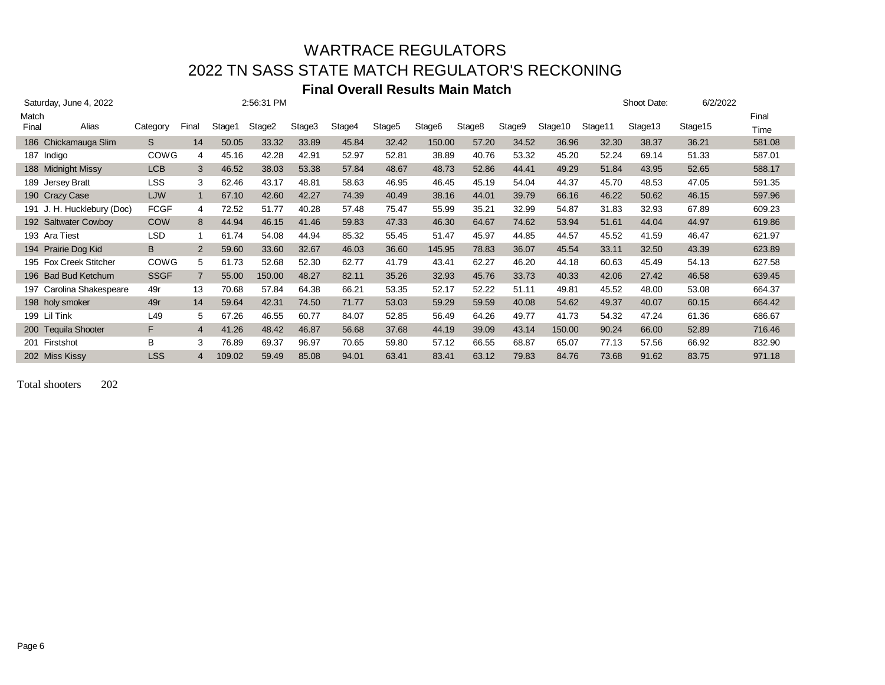# WARTRACE REGULATORS

## 2022 TN SASS STATE MATCH REGULATOR'S RECKONING

### Final Overall Results Main Match

Saturday, June 4, 2022 2:56:31 PM Shoot Date: 6/2/2022

| Match Final | Alias | Category | Final | Stage1 | Stage2 | Stage3 | Stage4 | Stage5 | Stage6 | Stage8 | Stage9 | Stage10 | Stage11 | Stage13 | Stage15 | Final Time |
|---|---|---|---|---|---|---|---|---|---|---|---|---|---|---|---|---|
| 186 | Chickamauga Slim | S | 14 | 50.05 | 33.32 | 33.89 | 45.84 | 32.42 | 150.00 | 57.20 | 34.52 | 36.96 | 32.30 | 38.37 | 36.21 | 581.08 |
| 187 | Indigo | COWG | 4 | 45.16 | 42.28 | 42.91 | 52.97 | 52.81 | 38.89 | 40.76 | 53.32 | 45.20 | 52.24 | 69.14 | 51.33 | 587.01 |
| 188 | Midnight Missy | LCB | 3 | 46.52 | 38.03 | 53.38 | 57.84 | 48.67 | 48.73 | 52.86 | 44.41 | 49.29 | 51.84 | 43.95 | 52.65 | 588.17 |
| 189 | Jersey Bratt | LSS | 3 | 62.46 | 43.17 | 48.81 | 58.63 | 46.95 | 46.45 | 45.19 | 54.04 | 44.37 | 45.70 | 48.53 | 47.05 | 591.35 |
| 190 | Crazy Case | LJW | 1 | 67.10 | 42.60 | 42.27 | 74.39 | 40.49 | 38.16 | 44.01 | 39.79 | 66.16 | 46.22 | 50.62 | 46.15 | 597.96 |
| 191 | J. H. Hucklebury (Doc) | FCGF | 4 | 72.52 | 51.77 | 40.28 | 57.48 | 75.47 | 55.99 | 35.21 | 32.99 | 54.87 | 31.83 | 32.93 | 67.89 | 609.23 |
| 192 | Saltwater Cowboy | COW | 8 | 44.94 | 46.15 | 41.46 | 59.83 | 47.33 | 46.30 | 64.67 | 74.62 | 53.94 | 51.61 | 44.04 | 44.97 | 619.86 |
| 193 | Ara Tiest | LSD | 1 | 61.74 | 54.08 | 44.94 | 85.32 | 55.45 | 51.47 | 45.97 | 44.85 | 44.57 | 45.52 | 41.59 | 46.47 | 621.97 |
| 194 | Prairie Dog Kid | B | 2 | 59.60 | 33.60 | 32.67 | 46.03 | 36.60 | 145.95 | 78.83 | 36.07 | 45.54 | 33.11 | 32.50 | 43.39 | 623.89 |
| 195 | Fox Creek Stitcher | COWG | 5 | 61.73 | 52.68 | 52.30 | 62.77 | 41.79 | 43.41 | 62.27 | 46.20 | 44.18 | 60.63 | 45.49 | 54.13 | 627.58 |
| 196 | Bad Bud Ketchum | SSGF | 7 | 55.00 | 150.00 | 48.27 | 82.11 | 35.26 | 32.93 | 45.76 | 33.73 | 40.33 | 42.06 | 27.42 | 46.58 | 639.45 |
| 197 | Carolina Shakespeare | 49r | 13 | 70.68 | 57.84 | 64.38 | 66.21 | 53.35 | 52.17 | 52.22 | 51.11 | 49.81 | 45.52 | 48.00 | 53.08 | 664.37 |
| 198 | holy smoker | 49r | 14 | 59.64 | 42.31 | 74.50 | 71.77 | 53.03 | 59.29 | 59.59 | 40.08 | 54.62 | 49.37 | 40.07 | 60.15 | 664.42 |
| 199 | Lil Tink | L49 | 5 | 67.26 | 46.55 | 60.77 | 84.07 | 52.85 | 56.49 | 64.26 | 49.77 | 41.73 | 54.32 | 47.24 | 61.36 | 686.67 |
| 200 | Tequila Shooter | F | 4 | 41.26 | 48.42 | 46.87 | 56.68 | 37.68 | 44.19 | 39.09 | 43.14 | 150.00 | 90.24 | 66.00 | 52.89 | 716.46 |
| 201 | Firstshot | B | 3 | 76.89 | 69.37 | 96.97 | 70.65 | 59.80 | 57.12 | 66.55 | 68.87 | 65.07 | 77.13 | 57.56 | 66.92 | 832.90 |
| 202 | Miss Kissy | LSS | 4 | 109.02 | 59.49 | 85.08 | 94.01 | 63.41 | 83.41 | 63.12 | 79.83 | 84.76 | 73.68 | 91.62 | 83.75 | 971.18 |

Total shooters 202